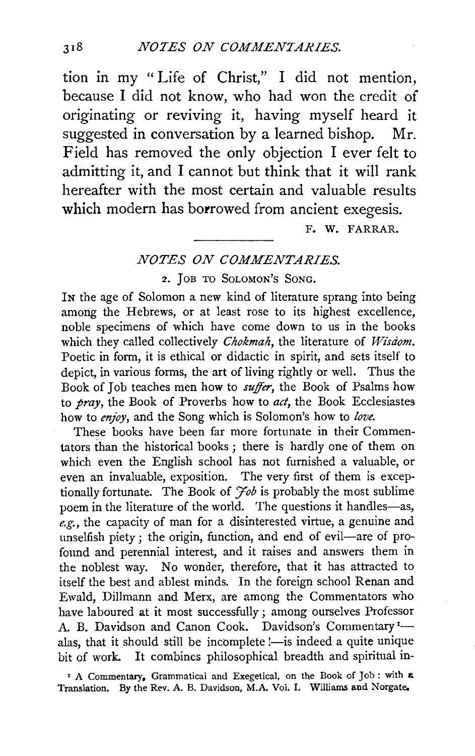tion in my "Life of Christ," I did not mention, because I did not know, who had won the credit of originating or reviving it, having myself heard it suggested in conversation by a learned bishop. Mr. Field has removed the only objection I ever felt to admitting it, and I cannot but think that it will rank hereafter with the most certain and valuable results which modern has borrowed from ancient exegesis.

F. W. FARRAR.

---

## *NOTES ON COMMENTARIES.*

### 2. Job to Solomon's Song.

In the age of Solomon a new kind of literature sprang into being among the Hebrews, or at least rose to its highest excellence, noble specimens of which have come down to us in the books which they called collectively *Chokmah*, the literature of *Wisdom*. Poetic in form, it is ethical or didactic in spirit, and sets itself to depict, in various forms, the art of living rightly or well. Thus the Book of Job teaches men how to *suffer*, the Book of Psalms how to *pray*, the Book of Proverbs how to *act*, the Book Ecclesiastes how to *enjoy*, and the Song which is Solomon's how to *love*.

These books have been far more fortunate in their Commentators than the historical books; there is hardly one of them on which even the English school has not furnished a valuable, or even an invaluable, exposition. The very first of them is exceptionally fortunate. The Book of *Job* is probably the most sublime poem in the literature of the world. The questions it handles—as, *e.g.*, the capacity of man for a disinterested virtue, a genuine and unselfish piety; the origin, function, and end of evil—are of profound and perennial interest, and it raises and answers them in the noblest way. No wonder, therefore, that it has attracted to itself the best and ablest minds. In the foreign school Renan and Ewald, Dillmann and Merx, are among the Commentators who have laboured at it most successfully; among ourselves Professor A. B. Davidson and Canon Cook. Davidson's Commentary[1]—alas, that it should still be incomplete!—is indeed a quite unique bit of work. It combines philosophical breadth and spiritual in-

[1] A Commentary, Grammatical and Exegetical, on the Book of Job: with a Translation. By the Rev. A. B. Davidson, M.A. Vol. I. Williams and Norgate.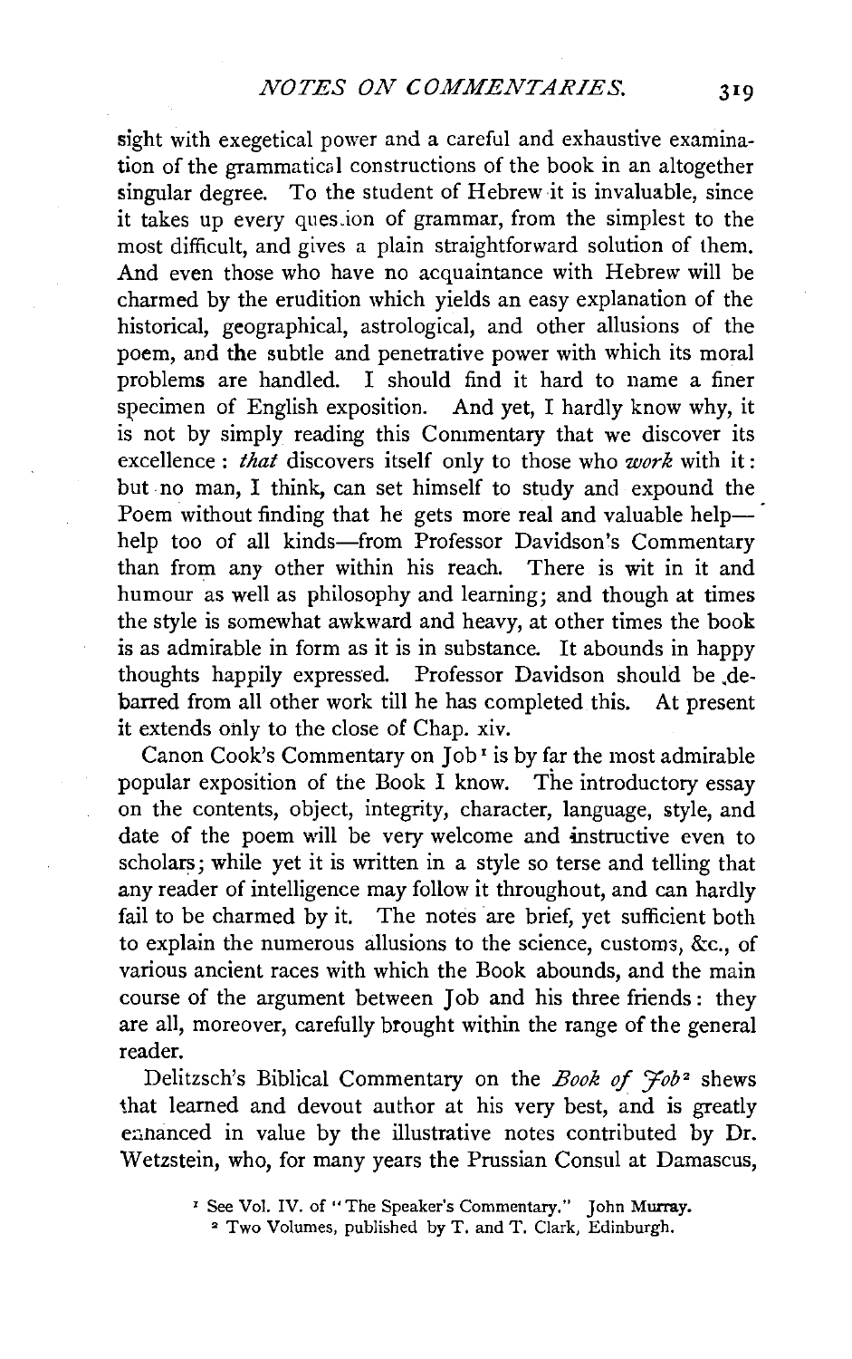sight with exegetical power and a careful and exhaustive examination of the grammatical constructions of the book in an altogether singular degree. To the student of Hebrew it is invaluable, since it takes up every question of grammar, from the simplest to the most difficult, and gives a plain straightforward solution of them. And even those who have no acquaintance with Hebrew will be charmed by the erudition which yields an easy explanation of the historical, geographical, astrological, and other allusions of the poem, and the subtle and penetrative power with which its moral problems are handled. I should find it hard to name a finer specimen of English exposition. And yet, I hardly know why, it is not by simply reading this Commentary that we discover its excellence: *that* discovers itself only to those who *work* with it: but no man, I think, can set himself to study and expound the Poem without finding that he gets more real and valuable help—help too of all kinds—from Professor Davidson's Commentary than from any other within his reach. There is wit in it and humour as well as philosophy and learning; and though at times the style is somewhat awkward and heavy, at other times the book is as admirable in form as it is in substance. It abounds in happy thoughts happily expressed. Professor Davidson should be debarred from all other work till he has completed this. At present it extends only to the close of Chap. xiv.

Canon Cook's Commentary on Job[1] is by far the most admirable popular exposition of the Book I know. The introductory essay on the contents, object, integrity, character, language, style, and date of the poem will be very welcome and instructive even to scholars; while yet it is written in a style so terse and telling that any reader of intelligence may follow it throughout, and can hardly fail to be charmed by it. The notes are brief, yet sufficient both to explain the numerous allusions to the science, customs, &c., of various ancient races with which the Book abounds, and the main course of the argument between Job and his three friends: they are all, moreover, carefully brought within the range of the general reader.

Delitzsch's Biblical Commentary on the *Book of Job*[2] shews that learned and devout author at his very best, and is greatly enhanced in value by the illustrative notes contributed by Dr. Wetzstein, who, for many years the Prussian Consul at Damascus,

[1] See Vol. IV. of "The Speaker's Commentary." John Murray.

[2] Two Volumes, published by T. and T. Clark, Edinburgh.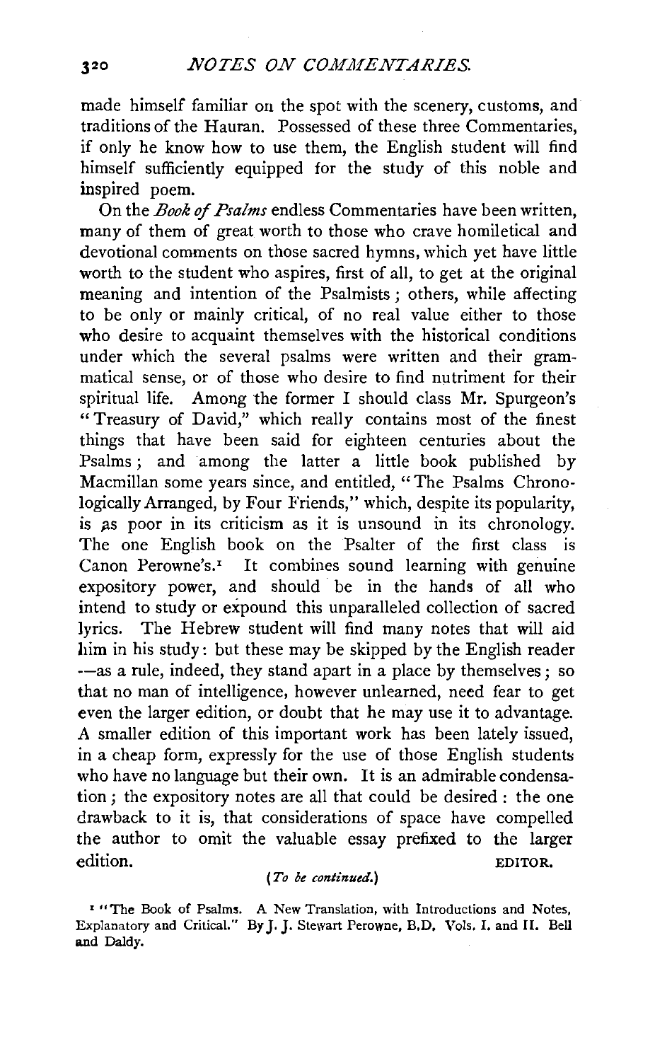made himself familiar on the spot with the scenery, customs, and traditions of the Hauran. Possessed of these three Commentaries, if only he know how to use them, the English student will find himself sufficiently equipped for the study of this noble and inspired poem.

On the *Book of Psalms* endless Commentaries have been written, many of them of great worth to those who crave homiletical and devotional comments on those sacred hymns, which yet have little worth to the student who aspires, first of all, to get at the original meaning and intention of the Psalmists; others, while affecting to be only or mainly critical, of no real value either to those who desire to acquaint themselves with the historical conditions under which the several psalms were written and their grammatical sense, or of those who desire to find nutriment for their spiritual life. Among the former I should class Mr. Spurgeon's "Treasury of David," which really contains most of the finest things that have been said for eighteen centuries about the Psalms; and among the latter a little book published by Macmillan some years since, and entitled, "The Psalms Chronologically Arranged, by Four Friends," which, despite its popularity, is as poor in its criticism as it is unsound in its chronology. The one English book on the Psalter of the first class is Canon Perowne's.[1] It combines sound learning with genuine expository power, and should be in the hands of all who intend to study or expound this unparalleled collection of sacred lyrics. The Hebrew student will find many notes that will aid him in his study: but these may be skipped by the English reader —as a rule, indeed, they stand apart in a place by themselves; so that no man of intelligence, however unlearned, need fear to get even the larger edition, or doubt that he may use it to advantage. A smaller edition of this important work has been lately issued, in a cheap form, expressly for the use of those English students who have no language but their own. It is an admirable condensation; the expository notes are all that could be desired: the one drawback to it is, that considerations of space have compelled the author to omit the valuable essay prefixed to the larger edition.

EDITOR.

*(To be continued.)*

[1] "The Book of Psalms. A New Translation, with Introductions and Notes, Explanatory and Critical." By J. J. Stewart Perowne, B.D. Vols. I. and II. Bell and Daldy.